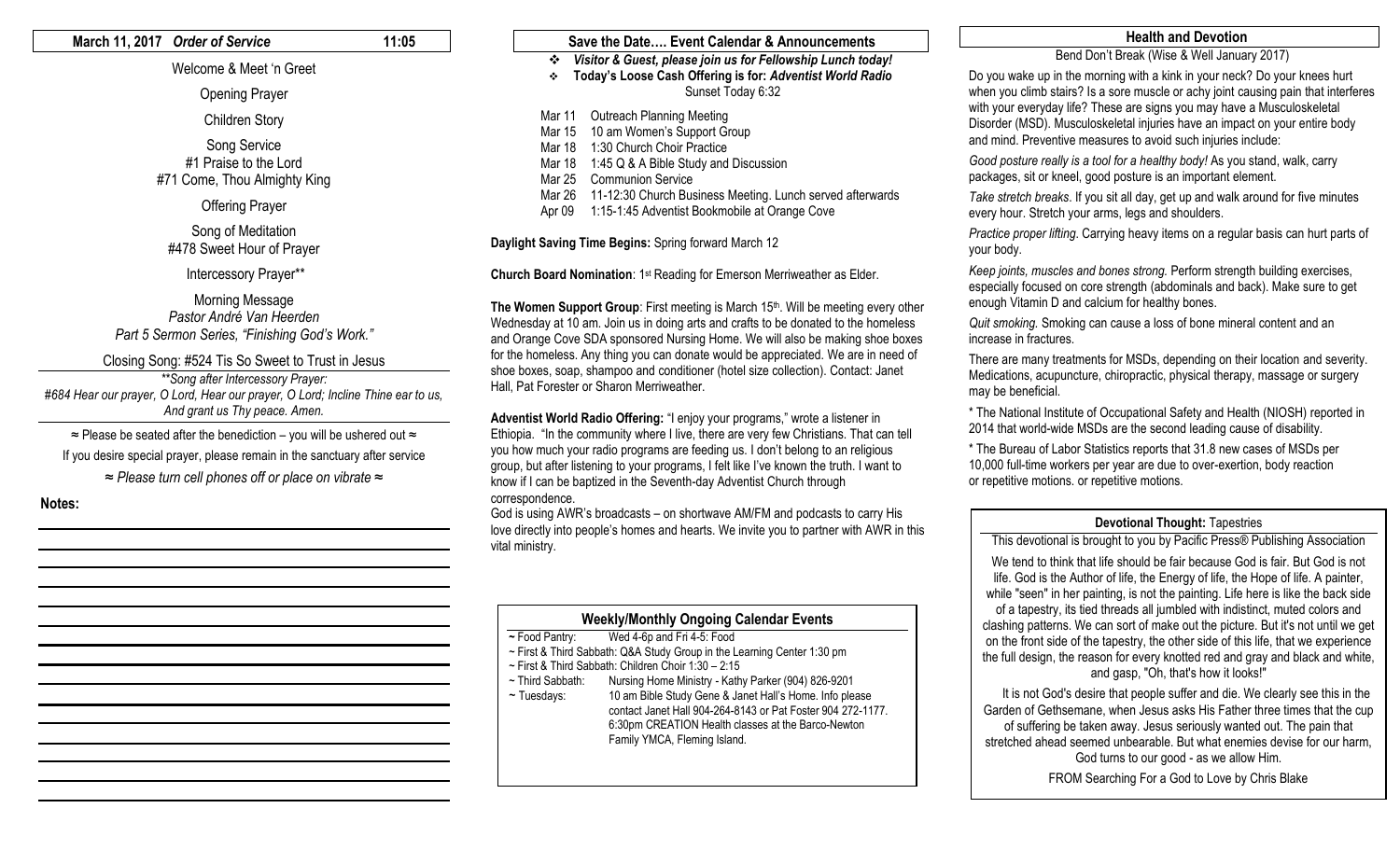**March 11, 2017** ***Order of Service*** **11:05**

Welcome & Meet 'n Greet

Opening Prayer

Children Story

Song Service
#1 Praise to the Lord
#71 Come, Thou Almighty King

Offering Prayer

Song of Meditation
#478 Sweet Hour of Prayer

Intercessory Prayer**

Morning Message
*Pastor André Van Heerden*
*Part 5 Sermon Series, "Finishing God's Work."*

Closing Song: #524 Tis So Sweet to Trust in Jesus

*\*\*Song after Intercessory Prayer:*
*#684 Hear our prayer, O Lord, Hear our prayer, O Lord; Incline Thine ear to us, And grant us Thy peace. Amen.*

≈ Please be seated after the benediction – you will be ushered out ≈

If you desire special prayer, please remain in the sanctuary after service

≈ *Please turn cell phones off or place on vibrate* ≈

**Notes:**

## Save the Date…. Event Calendar & Announcements

- ***Visitor & Guest, please join us for Fellowship Lunch today!***
- **Today's Loose Cash Offering is for: *Adventist World Radio***

Sunset Today 6:32

- Mar 11 Outreach Planning Meeting
- Mar 15 10 am Women's Support Group
- Mar 18 1:30 Church Choir Practice
- Mar 18 1:45 Q & A Bible Study and Discussion
- Mar 25 Communion Service
- Mar 26 11-12:30 Church Business Meeting. Lunch served afterwards
- Apr 09 1:15-1:45 Adventist Bookmobile at Orange Cove

**Daylight Saving Time Begins:** Spring forward March 12

**Church Board Nomination**: 1st Reading for Emerson Merriweather as Elder.

**The Women Support Group**: First meeting is March 15th. Will be meeting every other Wednesday at 10 am. Join us in doing arts and crafts to be donated to the homeless and Orange Cove SDA sponsored Nursing Home. We will also be making shoe boxes for the homeless. Any thing you can donate would be appreciated. We are in need of shoe boxes, soap, shampoo and conditioner (hotel size collection). Contact: Janet Hall, Pat Forester or Sharon Merriweather.

**Adventist World Radio Offering:** "I enjoy your programs," wrote a listener in Ethiopia. "In the community where I live, there are very few Christians. That can tell you how much your radio programs are feeding us. I don't belong to an religious group, but after listening to your programs, I felt like I've known the truth. I want to know if I can be baptized in the Seventh-day Adventist Church through correspondence.
God is using AWR's broadcasts – on shortwave AM/FM and podcasts to carry His love directly into people's homes and hearts. We invite you to partner with AWR in this vital ministry.

### Weekly/Monthly Ongoing Calendar Events

- ~ Food Pantry: Wed 4-6p and Fri 4-5: Food
- ~ First & Third Sabbath: Q&A Study Group in the Learning Center 1:30 pm
- ~ First & Third Sabbath: Children Choir 1:30 – 2:15
- ~ Third Sabbath: Nursing Home Ministry - Kathy Parker (904) 826-9201
- ~ Tuesdays: 10 am Bible Study Gene & Janet Hall's Home. Info please contact Janet Hall 904-264-8143 or Pat Foster 904 272-1177. 6:30pm CREATION Health classes at the Barco-Newton Family YMCA, Fleming Island.

## Health and Devotion

Bend Don't Break (Wise & Well January 2017)

Do you wake up in the morning with a kink in your neck? Do your knees hurt when you climb stairs? Is a sore muscle or achy joint causing pain that interferes with your everyday life? These are signs you may have a Musculoskeletal Disorder (MSD). Musculoskeletal injuries have an impact on your entire body and mind. Preventive measures to avoid such injuries include:

*Good posture really is a tool for a healthy body!* As you stand, walk, carry packages, sit or kneel, good posture is an important element.

*Take stretch breaks*. If you sit all day, get up and walk around for five minutes every hour. Stretch your arms, legs and shoulders.

*Practice proper lifting*. Carrying heavy items on a regular basis can hurt parts of your body.

*Keep joints, muscles and bones strong.* Perform strength building exercises, especially focused on core strength (abdominals and back). Make sure to get enough Vitamin D and calcium for healthy bones.

*Quit smoking.* Smoking can cause a loss of bone mineral content and an increase in fractures.

There are many treatments for MSDs, depending on their location and severity. Medications, acupuncture, chiropractic, physical therapy, massage or surgery may be beneficial.

\* The National Institute of Occupational Safety and Health (NIOSH) reported in 2014 that world-wide MSDs are the second leading cause of disability.

\* The Bureau of Labor Statistics reports that 31.8 new cases of MSDs per 10,000 full-time workers per year are due to over-exertion, body reaction or repetitive motions. or repetitive motions.

### Devotional Thought: Tapestries

This devotional is brought to you by Pacific Press® Publishing Association

We tend to think that life should be fair because God is fair. But God is not life. God is the Author of life, the Energy of life, the Hope of life. A painter, while "seen" in her painting, is not the painting. Life here is like the back side of a tapestry, its tied threads all jumbled with indistinct, muted colors and clashing patterns. We can sort of make out the picture. But it's not until we get on the front side of the tapestry, the other side of this life, that we experience the full design, the reason for every knotted red and gray and black and white, and gasp, "Oh, that's how it looks!"

It is not God's desire that people suffer and die. We clearly see this in the Garden of Gethsemane, when Jesus asks His Father three times that the cup of suffering be taken away. Jesus seriously wanted out. The pain that stretched ahead seemed unbearable. But what enemies devise for our harm, God turns to our good - as we allow Him.

FROM Searching For a God to Love by Chris Blake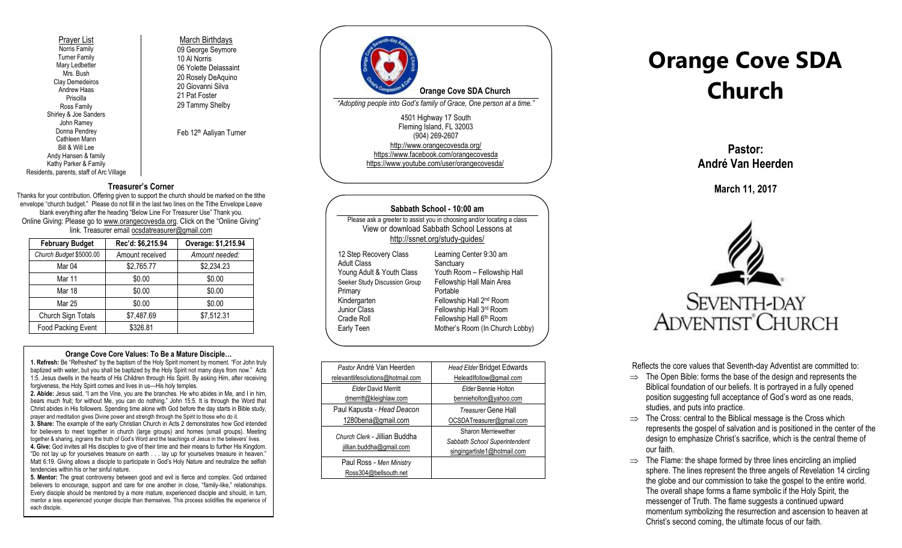## Prayer List

Norris Family
Turner Family
Mary Ledbetter
Mrs. Bush
Clay Demedeiros
Andrew Haas
Priscilla
Ross Family
Shirley & Joe Sanders
John Ramey
Donna Pendrey
Cathleen Mann
Bill & Will Lee
Andy Hansen & family
Kathy Parker & Family
Residents, parents, staff of Arc Village

## March Birthdays

09 George Seymore
10 Al Norris
06 Yolette Delassaint
20 Rosely DeAquino
20 Giovanni Silva
21 Pat Foster
29 Tammy Shelby

Feb 12th Aaliyan Turner

## Treasurer's Corner

Thanks for your contribution. Offering given to support the church should be marked on the tithe envelope "church budget." Please do not fill in the last two lines on the Tithe Envelope Leave blank everything after the heading "Below Line For Treasurer Use" Thank you.
Online Giving: Please go to www.orangecovesda.org. Click on the "Online Giving" link. Treasurer email ocsdatreasurer@gmail.com

| February Budget | Rec'd: $6,215.94 | Overage: $1,215.94 |
|---|---|---|
| *Church Budget $5000.00* | Amount received | *Amount needed:* |
| Mar 04 | $2,765.77 | $2,234.23 |
| Mar 11 | $0.00 | $0.00 |
| Mar 18 | $0.00 | $0.00 |
| Mar 25 | $0.00 | $0.00 |
| Church Sign Totals | $7,487.69 | $7,512.31 |
| Food Packing Event | $326.81 | |

### Orange Cove Core Values: To Be a Mature Disciple…

**1. Refresh:** Be "Refreshed" by the baptism of the Holy Spirit moment by moment. "For John truly baptized with water, but you shall be baptized by the Holy Spirit not many days from now." Acts 1:5. Jesus dwells in the hearts of His Children through His Spirit. By asking Him, after receiving forgiveness, the Holy Spirit comes and lives in us—His holy temples.

**2. Abide:** Jesus said, "I am the Vine, you are the branches. He who abides in Me, and I in him, bears much fruit; for without Me, you can do nothing." John 15:5. It is through the Word that Christ abides in His followers. Spending time alone with God before the day starts in Bible study, prayer and meditation gives Divine power and strength through the Spirit to those who do it.

**3. Share:** The example of the early Christian Church in Acts 2 demonstrates how God intended for believers to meet together in church (large groups) and homes (small groups). Meeting together & sharing, ingrains the truth of God's Word and the teachings of Jesus in the believers' lives.

**4. Give:** God invites all His disciples to give of their time and their means to further His Kingdom. "Do not lay up for yourselves treasure on earth . . . lay up for yourselves treasure in heaven." Matt 6:19. Giving allows a disciple to participate in God's Holy Nature and neutralize the selfish tendencies within his or her sinful nature.

**5. Mentor:** The great controversy between good and evil is fierce and complex. God ordained believers to encourage, support and care for one another in close, "family-like," relationships. Every disciple should be mentored by a more mature, experienced disciple and should, in turn, mentor a less experienced younger disciple than themselves. This process solidifies the experience of each disciple.

**Orange Cove SDA Church**

*"Adopting people into God's family of Grace, One person at a time."*

4501 Highway 17 South
Fleming Island, FL 32003
(904) 269-2607
http://www.orangecovesda.org/
https://www.facebook.com/orangecovesda
https://www.youtube.com/user/orangecovesda/

### Sabbath School - 10:00 am

Please ask a greeter to assist you in choosing and/or locating a class
View or download Sabbath School Lessons at
http://ssnet.org/study-guides/

| | |
|---|---|
| 12 Step Recovery Class | Learning Center 9:30 am |
| Adult Class | Sanctuary |
| Young Adult & Youth Class | Youth Room – Fellowship Hall |
| Seeker Study Discussion Group | Fellowship Hall Main Area |
| Primary | Portable |
| Kindergarten | Fellowship Hall 2nd Room |
| Junior Class | Fellowship Hall 3rd Room |
| Cradle Roll | Fellowship Hall 6th Room |
| Early Teen | Mother's Room (In Church Lobby) |

| | |
|---|---|
| *Pastor* André Van Heerden<br>relevantlifesolutions@hotmail.com | *Head Elder* Bridget Edwards<br>Heleadlfollow@gmail.com |
| *Elder* David Merritt<br>dmerritt@kleighlaw.com | *Elder* Bennie Holton<br>bennieholton@yahoo.com |
| Paul Kapusta - *Head Deacon*<br>1280bena@gmail.com | *Treasurer* Gene Hall<br>OCSDATreasurer@gmail.com |
| *Church Clerk* - Jillian Buddha<br>jillian.buddha@gmail.com | Sharon Merriewether<br>*Sabbath School Superintendent*<br>singingartiste1@hotmail.com |
| Paul Ross - *Men Ministry*<br>Ross304@bellsouth.net | |

# Orange Cove SDA Church

**Pastor:**
**André Van Heerden**

**March 11, 2017**

SEVENTH-DAY ADVENTIST CHURCH

Reflects the core values that Seventh-day Adventist are committed to:

- ⇒ The Open Bible: forms the base of the design and represents the Biblical foundation of our beliefs. It is portrayed in a fully opened position suggesting full acceptance of God's word as one reads, studies, and puts into practice.
- ⇒ The Cross: central to the Biblical message is the Cross which represents the gospel of salvation and is positioned in the center of the design to emphasize Christ's sacrifice, which is the central theme of our faith.
- ⇒ The Flame: the shape formed by three lines encircling an implied sphere. The lines represent the three angels of Revelation 14 circling the globe and our commission to take the gospel to the entire world. The overall shape forms a flame symbolic of the Holy Spirit, the messenger of Truth. The flame suggests a continued upward momentum symbolizing the resurrection and ascension to heaven at Christ's second coming, the ultimate focus of our faith.